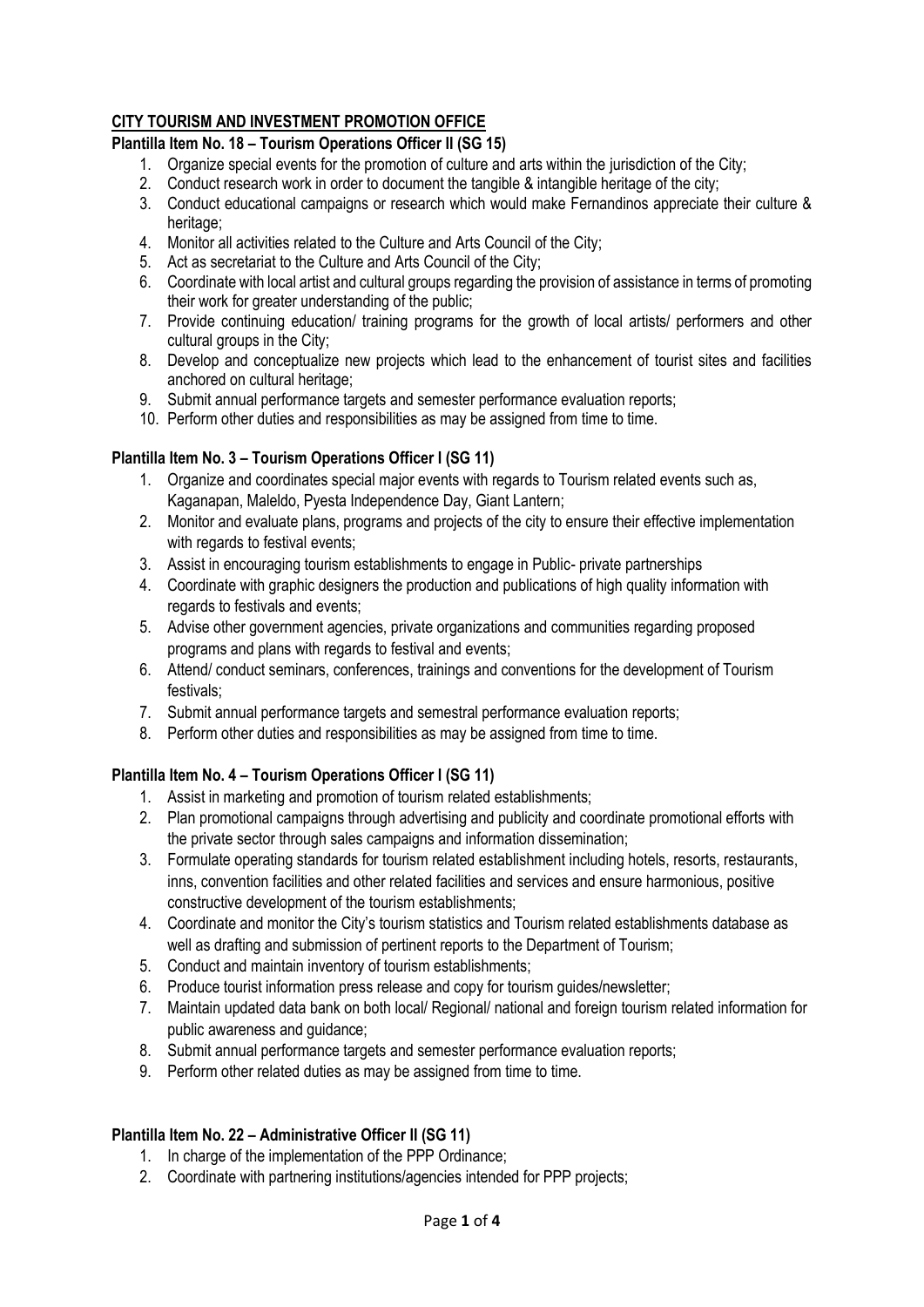## CITY TOURISM AND INVESTMENT PROMOTION OFFICE

### Plantilla Item No. 18 – Tourism Operations Officer II (SG 15)

1. Organize special events for the promotion of culture and arts within the jurisdiction of the City;
2. Conduct research work in order to document the tangible & intangible heritage of the city;
3. Conduct educational campaigns or research which would make Fernandinos appreciate their culture & heritage;
4. Monitor all activities related to the Culture and Arts Council of the City;
5. Act as secretariat to the Culture and Arts Council of the City;
6. Coordinate with local artist and cultural groups regarding the provision of assistance in terms of promoting their work for greater understanding of the public;
7. Provide continuing education/ training programs for the growth of local artists/ performers and other cultural groups in the City;
8. Develop and conceptualize new projects which lead to the enhancement of tourist sites and facilities anchored on cultural heritage;
9. Submit annual performance targets and semester performance evaluation reports;
10. Perform other duties and responsibilities as may be assigned from time to time.

### Plantilla Item No. 3 – Tourism Operations Officer I (SG 11)

1. Organize and coordinates special major events with regards to Tourism related events such as, Kaganapan, Maleldo, Pyesta Independence Day, Giant Lantern;
2. Monitor and evaluate plans, programs and projects of the city to ensure their effective implementation with regards to festival events;
3. Assist in encouraging tourism establishments to engage in Public- private partnerships
4. Coordinate with graphic designers the production and publications of high quality information with regards to festivals and events;
5. Advise other government agencies, private organizations and communities regarding proposed programs and plans with regards to festival and events;
6. Attend/ conduct seminars, conferences, trainings and conventions for the development of Tourism festivals;
7. Submit annual performance targets and semestral performance evaluation reports;
8. Perform other duties and responsibilities as may be assigned from time to time.

### Plantilla Item No. 4 – Tourism Operations Officer I (SG 11)

1. Assist in marketing and promotion of tourism related establishments;
2. Plan promotional campaigns through advertising and publicity and coordinate promotional efforts with the private sector through sales campaigns and information dissemination;
3. Formulate operating standards for tourism related establishment including hotels, resorts, restaurants, inns, convention facilities and other related facilities and services and ensure harmonious, positive constructive development of the tourism establishments;
4. Coordinate and monitor the City's tourism statistics and Tourism related establishments database as well as drafting and submission of pertinent reports to the Department of Tourism;
5. Conduct and maintain inventory of tourism establishments;
6. Produce tourist information press release and copy for tourism guides/newsletter;
7. Maintain updated data bank on both local/ Regional/ national and foreign tourism related information for public awareness and guidance;
8. Submit annual performance targets and semester performance evaluation reports;
9. Perform other related duties as may be assigned from time to time.

### Plantilla Item No. 22 – Administrative Officer II (SG 11)

1. In charge of the implementation of the PPP Ordinance;
2. Coordinate with partnering institutions/agencies intended for PPP projects;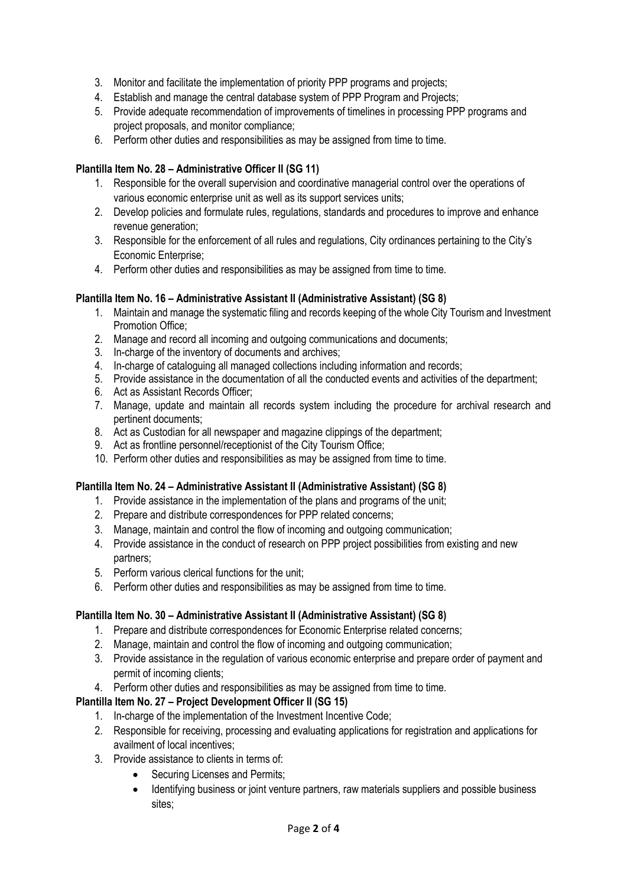3. Monitor and facilitate the implementation of priority PPP programs and projects;
4. Establish and manage the central database system of PPP Program and Projects;
5. Provide adequate recommendation of improvements of timelines in processing PPP programs and project proposals, and monitor compliance;
6. Perform other duties and responsibilities as may be assigned from time to time.

**Plantilla Item No. 28 – Administrative Officer II (SG 11)**

1. Responsible for the overall supervision and coordinative managerial control over the operations of various economic enterprise unit as well as its support services units;
2. Develop policies and formulate rules, regulations, standards and procedures to improve and enhance revenue generation;
3. Responsible for the enforcement of all rules and regulations, City ordinances pertaining to the City's Economic Enterprise;
4. Perform other duties and responsibilities as may be assigned from time to time.

**Plantilla Item No. 16 – Administrative Assistant II (Administrative Assistant) (SG 8)**

1. Maintain and manage the systematic filing and records keeping of the whole City Tourism and Investment Promotion Office;
2. Manage and record all incoming and outgoing communications and documents;
3. In-charge of the inventory of documents and archives;
4. In-charge of cataloguing all managed collections including information and records;
5. Provide assistance in the documentation of all the conducted events and activities of the department;
6. Act as Assistant Records Officer;
7. Manage, update and maintain all records system including the procedure for archival research and pertinent documents;
8. Act as Custodian for all newspaper and magazine clippings of the department;
9. Act as frontline personnel/receptionist of the City Tourism Office;
10. Perform other duties and responsibilities as may be assigned from time to time.

**Plantilla Item No. 24 – Administrative Assistant II (Administrative Assistant) (SG 8)**

1. Provide assistance in the implementation of the plans and programs of the unit;
2. Prepare and distribute correspondences for PPP related concerns;
3. Manage, maintain and control the flow of incoming and outgoing communication;
4. Provide assistance in the conduct of research on PPP project possibilities from existing and new partners;
5. Perform various clerical functions for the unit;
6. Perform other duties and responsibilities as may be assigned from time to time.

**Plantilla Item No. 30 – Administrative Assistant II (Administrative Assistant) (SG 8)**

1. Prepare and distribute correspondences for Economic Enterprise related concerns;
2. Manage, maintain and control the flow of incoming and outgoing communication;
3. Provide assistance in the regulation of various economic enterprise and prepare order of payment and permit of incoming clients;
4. Perform other duties and responsibilities as may be assigned from time to time.

**Plantilla Item No. 27 – Project Development Officer II (SG 15)**

1. In-charge of the implementation of the Investment Incentive Code;
2. Responsible for receiving, processing and evaluating applications for registration and applications for availment of local incentives;
3. Provide assistance to clients in terms of:
   - Securing Licenses and Permits;
   - Identifying business or joint venture partners, raw materials suppliers and possible business sites;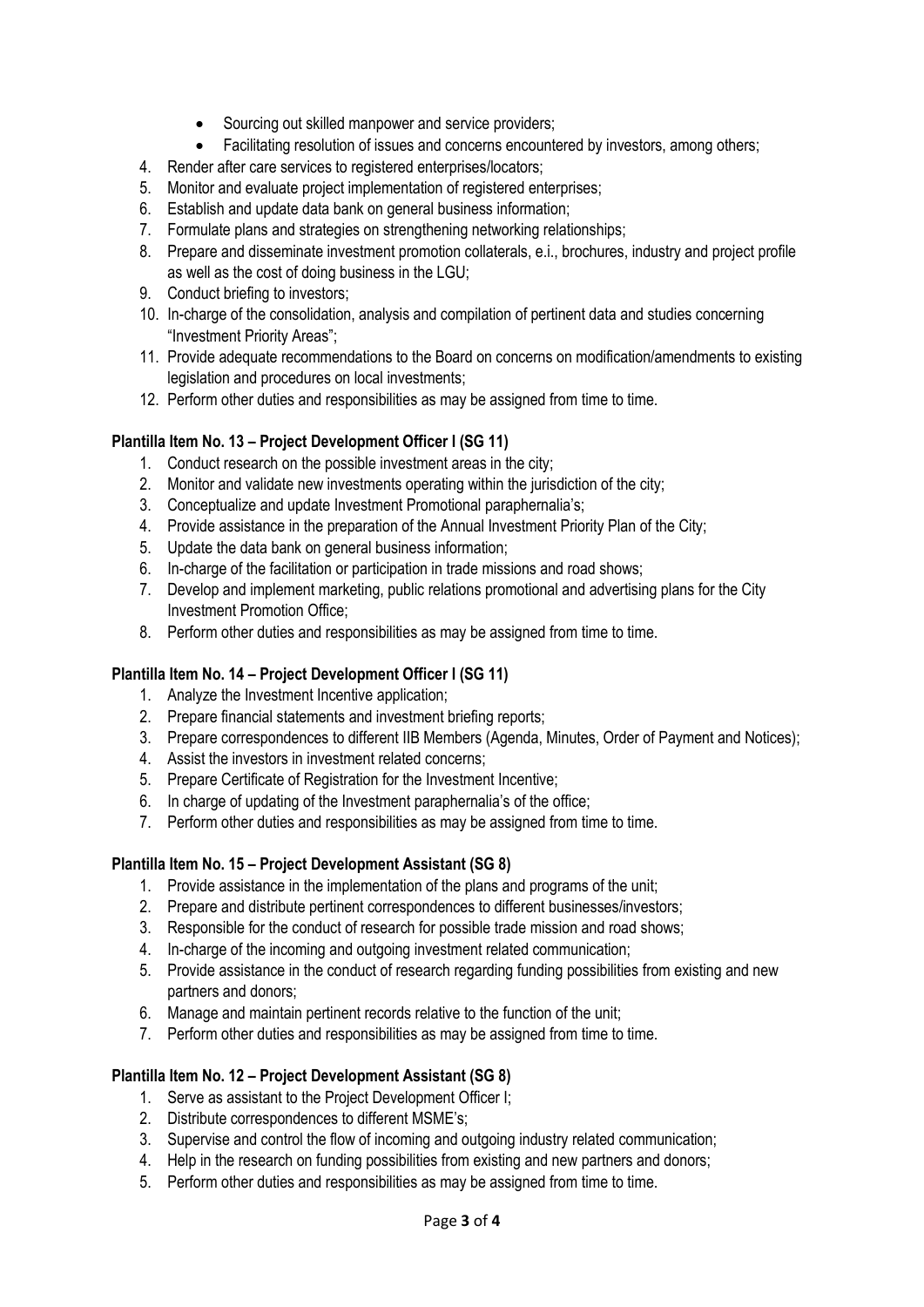- Sourcing out skilled manpower and service providers;
- Facilitating resolution of issues and concerns encountered by investors, among others;

4. Render after care services to registered enterprises/locators;
5. Monitor and evaluate project implementation of registered enterprises;
6. Establish and update data bank on general business information;
7. Formulate plans and strategies on strengthening networking relationships;
8. Prepare and disseminate investment promotion collaterals, e.i., brochures, industry and project profile as well as the cost of doing business in the LGU;
9. Conduct briefing to investors;
10. In-charge of the consolidation, analysis and compilation of pertinent data and studies concerning "Investment Priority Areas";
11. Provide adequate recommendations to the Board on concerns on modification/amendments to existing legislation and procedures on local investments;
12. Perform other duties and responsibilities as may be assigned from time to time.

**Plantilla Item No. 13 – Project Development Officer I (SG 11)**

1. Conduct research on the possible investment areas in the city;
2. Monitor and validate new investments operating within the jurisdiction of the city;
3. Conceptualize and update Investment Promotional paraphernalia's;
4. Provide assistance in the preparation of the Annual Investment Priority Plan of the City;
5. Update the data bank on general business information;
6. In-charge of the facilitation or participation in trade missions and road shows;
7. Develop and implement marketing, public relations promotional and advertising plans for the City Investment Promotion Office;
8. Perform other duties and responsibilities as may be assigned from time to time.

**Plantilla Item No. 14 – Project Development Officer I (SG 11)**

1. Analyze the Investment Incentive application;
2. Prepare financial statements and investment briefing reports;
3. Prepare correspondences to different IIB Members (Agenda, Minutes, Order of Payment and Notices);
4. Assist the investors in investment related concerns;
5. Prepare Certificate of Registration for the Investment Incentive;
6. In charge of updating of the Investment paraphernalia's of the office;
7. Perform other duties and responsibilities as may be assigned from time to time.

**Plantilla Item No. 15 – Project Development Assistant (SG 8)**

1. Provide assistance in the implementation of the plans and programs of the unit;
2. Prepare and distribute pertinent correspondences to different businesses/investors;
3. Responsible for the conduct of research for possible trade mission and road shows;
4. In-charge of the incoming and outgoing investment related communication;
5. Provide assistance in the conduct of research regarding funding possibilities from existing and new partners and donors;
6. Manage and maintain pertinent records relative to the function of the unit;
7. Perform other duties and responsibilities as may be assigned from time to time.

**Plantilla Item No. 12 – Project Development Assistant (SG 8)**

1. Serve as assistant to the Project Development Officer I;
2. Distribute correspondences to different MSME's;
3. Supervise and control the flow of incoming and outgoing industry related communication;
4. Help in the research on funding possibilities from existing and new partners and donors;
5. Perform other duties and responsibilities as may be assigned from time to time.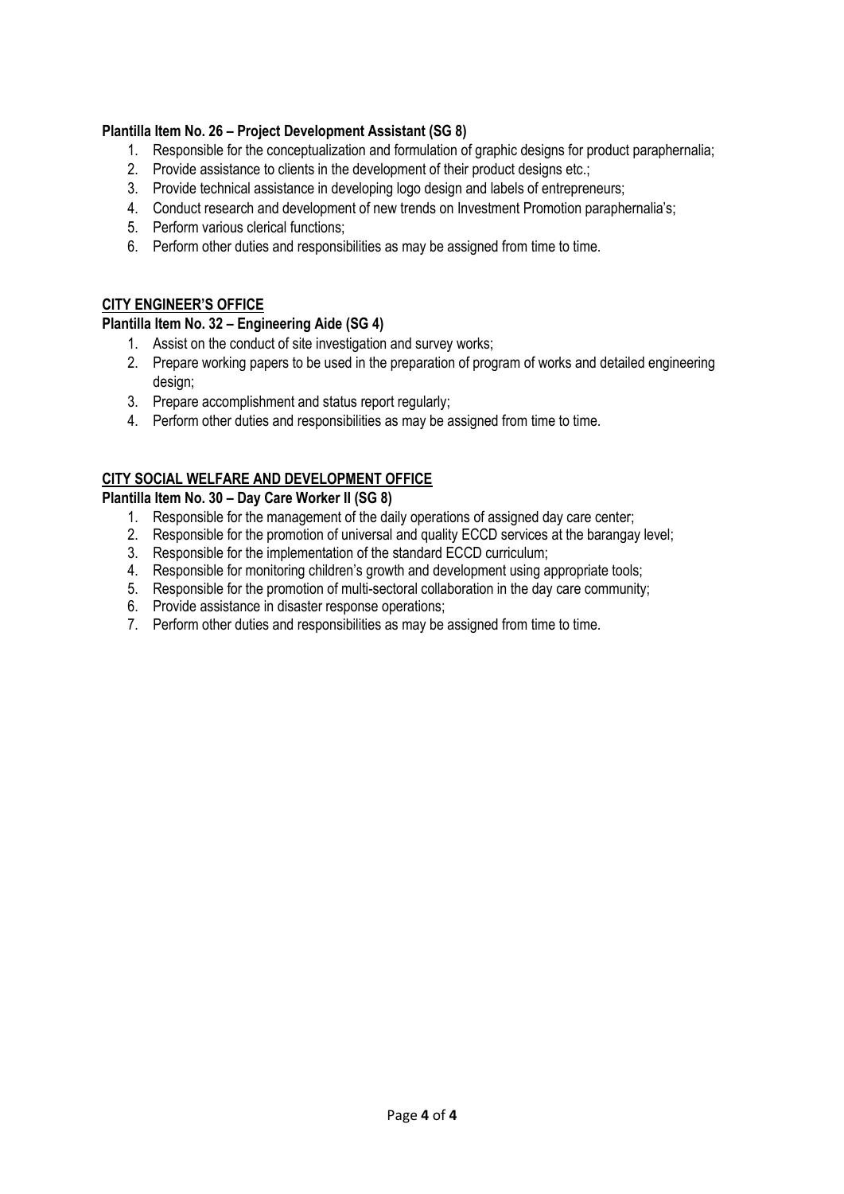**Plantilla Item No. 26 – Project Development Assistant (SG 8)**

1. Responsible for the conceptualization and formulation of graphic designs for product paraphernalia;
2. Provide assistance to clients in the development of their product designs etc.;
3. Provide technical assistance in developing logo design and labels of entrepreneurs;
4. Conduct research and development of new trends on Investment Promotion paraphernalia's;
5. Perform various clerical functions;
6. Perform other duties and responsibilities as may be assigned from time to time.

## CITY ENGINEER'S OFFICE

**Plantilla Item No. 32 – Engineering Aide (SG 4)**

1. Assist on the conduct of site investigation and survey works;
2. Prepare working papers to be used in the preparation of program of works and detailed engineering design;
3. Prepare accomplishment and status report regularly;
4. Perform other duties and responsibilities as may be assigned from time to time.

## CITY SOCIAL WELFARE AND DEVELOPMENT OFFICE

**Plantilla Item No. 30 – Day Care Worker II (SG 8)**

1. Responsible for the management of the daily operations of assigned day care center;
2. Responsible for the promotion of universal and quality ECCD services at the barangay level;
3. Responsible for the implementation of the standard ECCD curriculum;
4. Responsible for monitoring children's growth and development using appropriate tools;
5. Responsible for the promotion of multi-sectoral collaboration in the day care community;
6. Provide assistance in disaster response operations;
7. Perform other duties and responsibilities as may be assigned from time to time.